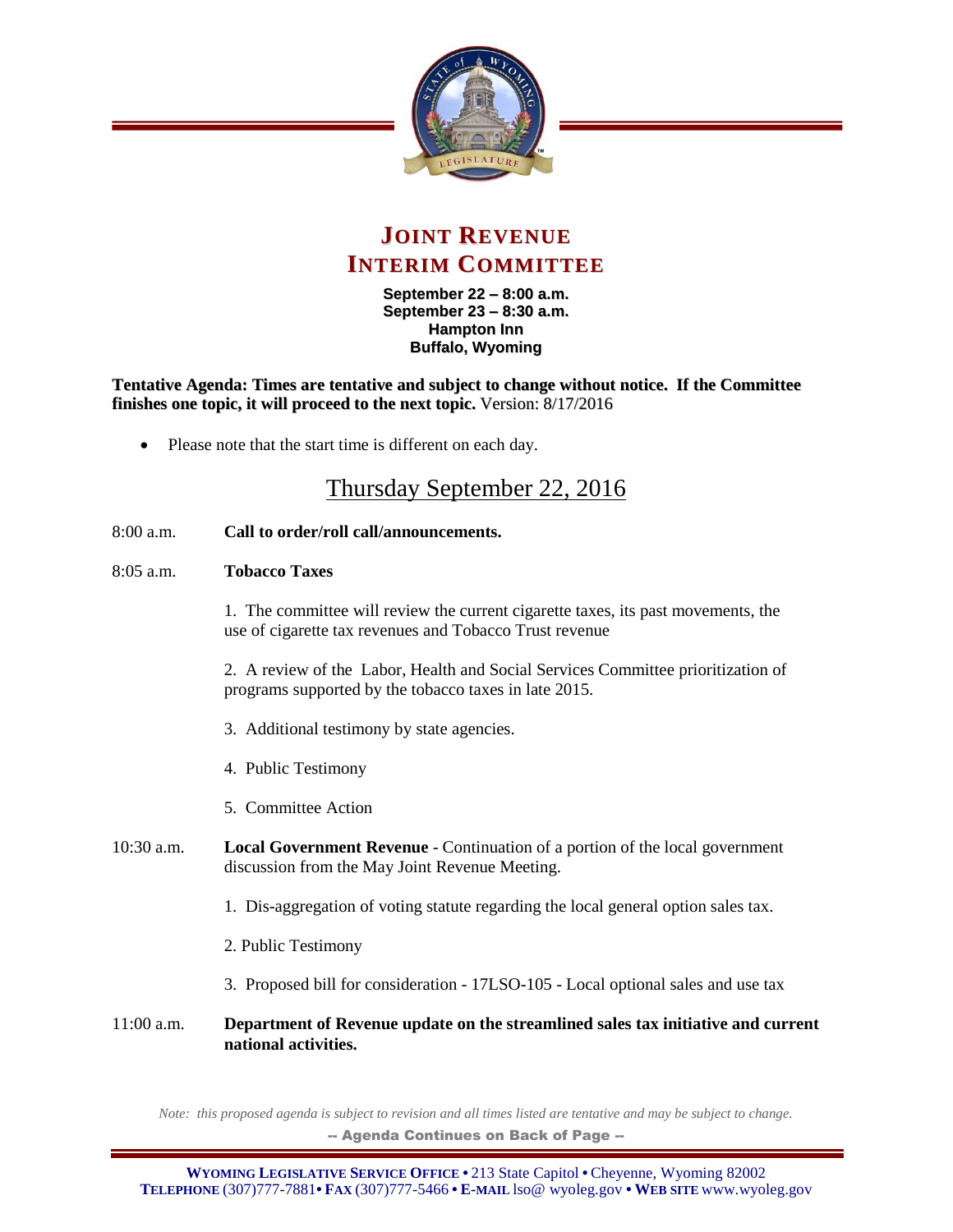# JOINT REVENUE INTERIM COMMITTEE

**September 22 – 8:00 a.m.**
**September 23 – 8:30 a.m.**
**Hampton Inn**
**Buffalo, Wyoming**

**Tentative Agenda: Times are tentative and subject to change without notice. If the Committee finishes one topic, it will proceed to the next topic.** Version: 8/17/2016

- Please note that the start time is different on each day.

## Thursday September 22, 2016

8:00 a.m. **Call to order/roll call/announcements.**

8:05 a.m. **Tobacco Taxes**

1. The committee will review the current cigarette taxes, its past movements, the use of cigarette tax revenues and Tobacco Trust revenue

2. A review of the Labor, Health and Social Services Committee prioritization of programs supported by the tobacco taxes in late 2015.

3. Additional testimony by state agencies.

4. Public Testimony

5. Committee Action

10:30 a.m. **Local Government Revenue** - Continuation of a portion of the local government discussion from the May Joint Revenue Meeting.

1. Dis-aggregation of voting statute regarding the local general option sales tax.

2. Public Testimony

3. Proposed bill for consideration - 17LSO-105 - Local optional sales and use tax

11:00 a.m. **Department of Revenue update on the streamlined sales tax initiative and current national activities.**

*Note: this proposed agenda is subject to revision and all times listed are tentative and may be subject to change.*

-- Agenda Continues on Back of Page --

**WYOMING LEGISLATIVE SERVICE OFFICE** • 213 State Capitol • Cheyenne, Wyoming 82002
**TELEPHONE** (307)777-7881• **FAX** (307)777-5466 • **E-MAIL** lso@ wyoleg.gov • **WEB SITE** www.wyoleg.gov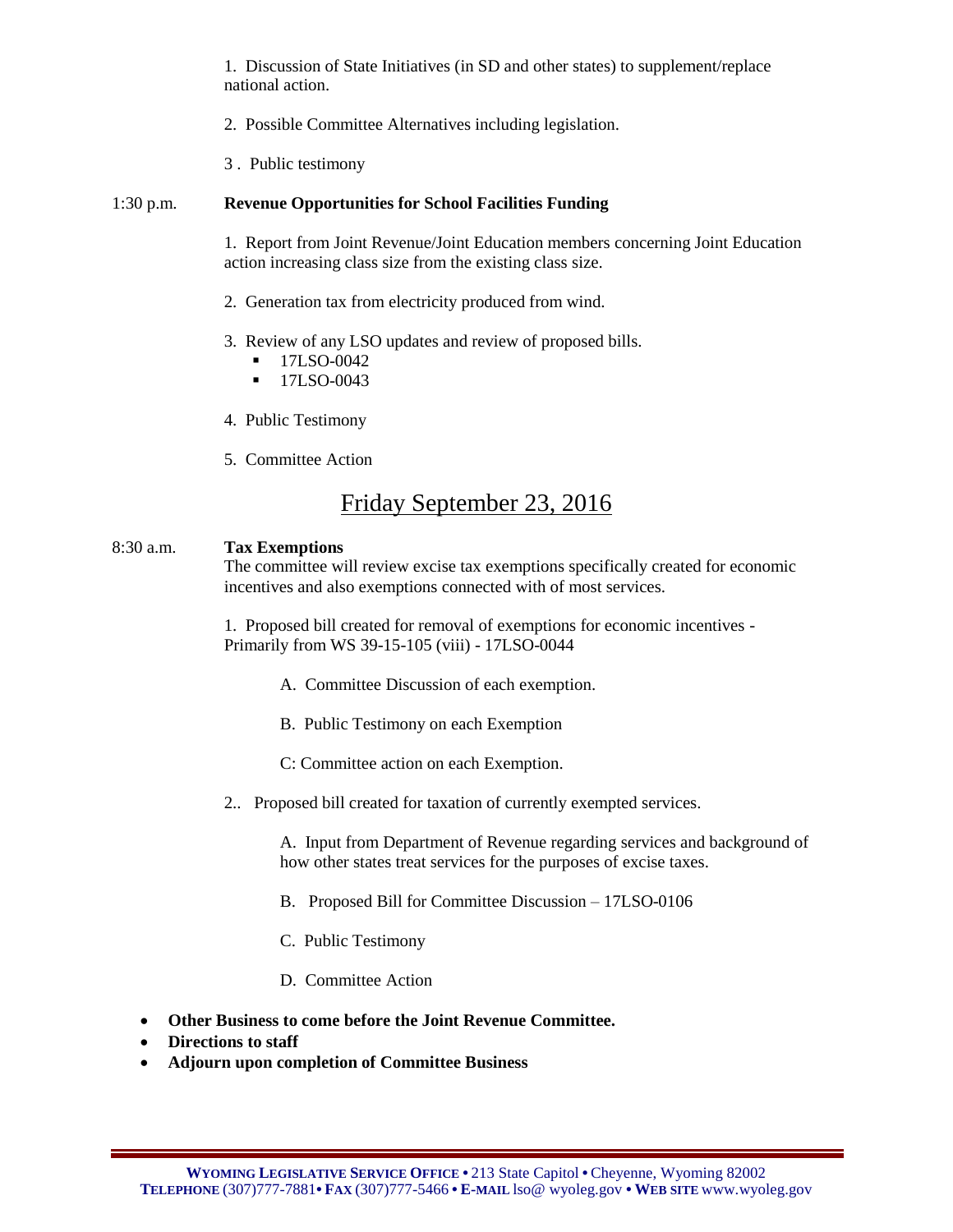1. Discussion of State Initiatives (in SD and other states) to supplement/replace national action.

2. Possible Committee Alternatives including legislation.

3 . Public testimony

1:30 p.m. **Revenue Opportunities for School Facilities Funding**

1. Report from Joint Revenue/Joint Education members concerning Joint Education action increasing class size from the existing class size.

2. Generation tax from electricity produced from wind.

3. Review of any LSO updates and review of proposed bills.
   - 17LSO-0042
   - 17LSO-0043

4. Public Testimony

5. Committee Action

## Friday September 23, 2016

8:30 a.m. **Tax Exemptions**

The committee will review excise tax exemptions specifically created for economic incentives and also exemptions connected with of most services.

1. Proposed bill created for removal of exemptions for economic incentives - Primarily from WS 39-15-105 (viii) - 17LSO-0044

   A. Committee Discussion of each exemption.

   B. Public Testimony on each Exemption

   C: Committee action on each Exemption.

2.. Proposed bill created for taxation of currently exempted services.

   A. Input from Department of Revenue regarding services and background of how other states treat services for the purposes of excise taxes.

   B. Proposed Bill for Committee Discussion – 17LSO-0106

   C. Public Testimony

   D. Committee Action

- **Other Business to come before the Joint Revenue Committee.**
- **Directions to staff**
- **Adjourn upon completion of Committee Business**

**WYOMING LEGISLATIVE SERVICE OFFICE** • 213 State Capitol • Cheyenne, Wyoming 82002
**TELEPHONE** (307)777-7881• **FAX** (307)777-5466 • **E-MAIL** lso@ wyoleg.gov • **WEB SITE** www.wyoleg.gov